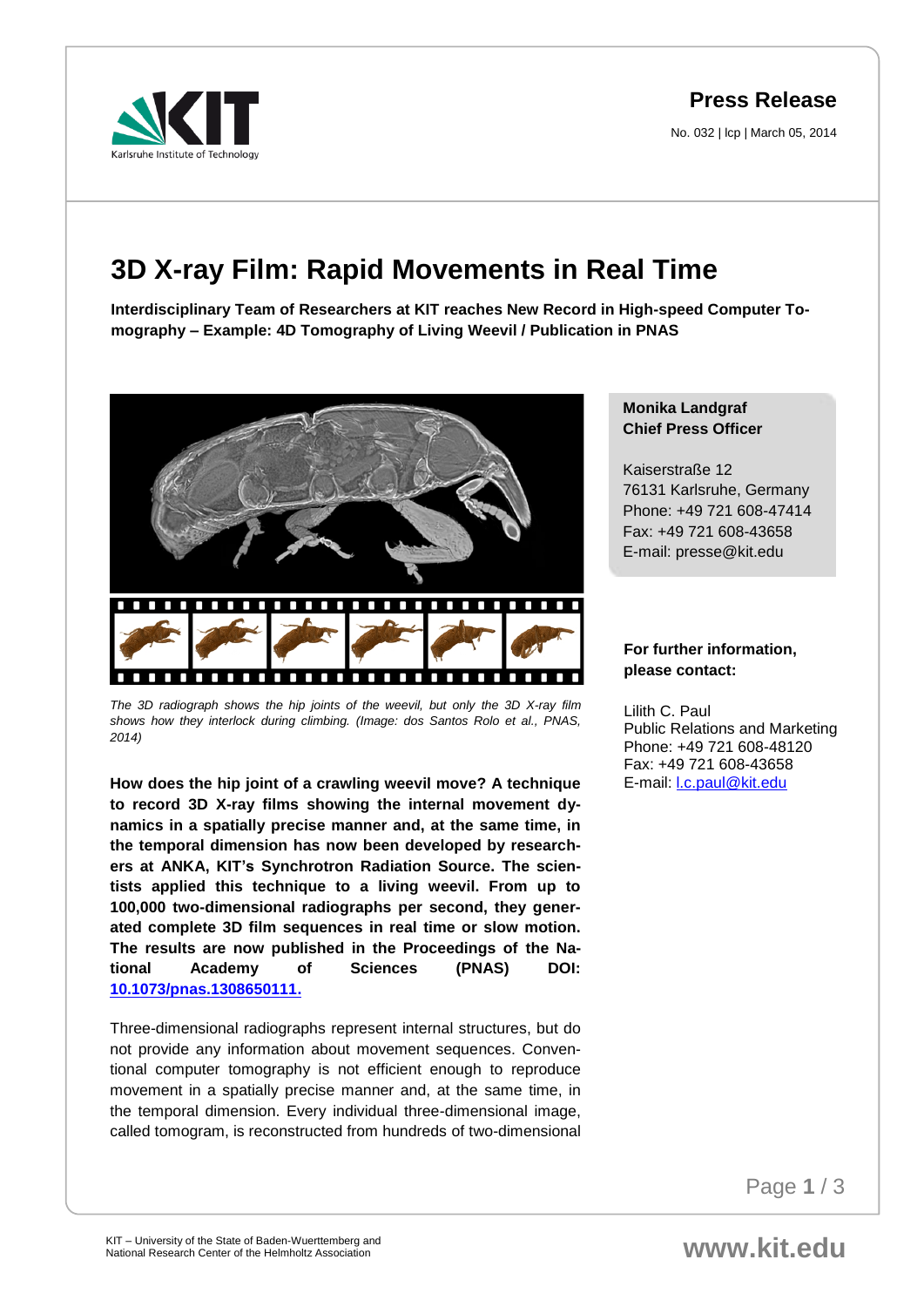Karlsruhe Institute of Technology

**Press Release**

No. 032 | lcp | March 05, 2014

# 3D X-ray Film: Rapid Movements in Real Time

**Interdisciplinary Team of Researchers at KIT reaches New Record in High-speed Computer Tomography – Example: 4D Tomography of Living Weevil / Publication in PNAS**

*The 3D radiograph shows the hip joints of the weevil, but only the 3D X-ray film shows how they interlock during climbing. (Image: dos Santos Rolo et al., PNAS, 2014)*

**How does the hip joint of a crawling weevil move? A technique to record 3D X-ray films showing the internal movement dynamics in a spatially precise manner and, at the same time, in the temporal dimension has now been developed by researchers at ANKA, KIT's Synchrotron Radiation Source. The scientists applied this technique to a living weevil. From up to 100,000 two-dimensional radiographs per second, they generated complete 3D film sequences in real time or slow motion. The results are now published in the Proceedings of the National Academy of Sciences (PNAS) DOI: 10.1073/pnas.1308650111.**

Three-dimensional radiographs represent internal structures, but do not provide any information about movement sequences. Conventional computer tomography is not efficient enough to reproduce movement in a spatially precise manner and, at the same time, in the temporal dimension. Every individual three-dimensional image, called tomogram, is reconstructed from hundreds of two-dimensional

**Monika Landgraf**
**Chief Press Officer**

Kaiserstraße 12
76131 Karlsruhe, Germany
Phone: +49 721 608-47414
Fax: +49 721 608-43658
E-mail: presse@kit.edu

**For further information, please contact:**

Lilith C. Paul
Public Relations and Marketing
Phone: +49 721 608-48120
Fax: +49 721 608-43658
E-mail: l.c.paul@kit.edu

KIT – University of the State of Baden-Wuerttemberg and National Research Center of the Helmholtz Association

www.kit.edu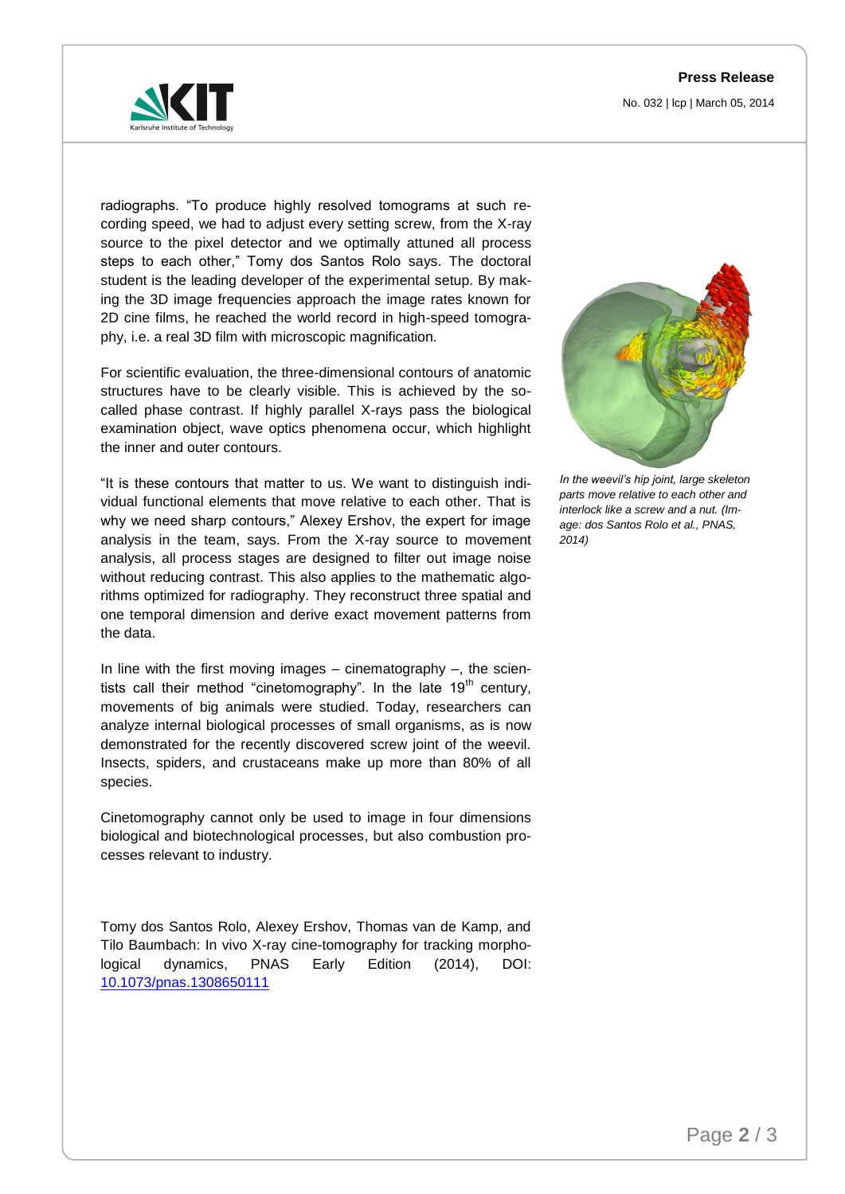radiographs. “To produce highly resolved tomograms at such recording speed, we had to adjust every setting screw, from the X-ray source to the pixel detector and we optimally attuned all process steps to each other,” Tomy dos Santos Rolo says. The doctoral student is the leading developer of the experimental setup. By making the 3D image frequencies approach the image rates known for 2D cine films, he reached the world record in high-speed tomography, i.e. a real 3D film with microscopic magnification.

For scientific evaluation, the three-dimensional contours of anatomic structures have to be clearly visible. This is achieved by the so-called phase contrast. If highly parallel X-rays pass the biological examination object, wave optics phenomena occur, which highlight the inner and outer contours.

“It is these contours that matter to us. We want to distinguish individual functional elements that move relative to each other. That is why we need sharp contours,” Alexey Ershov, the expert for image analysis in the team, says. From the X-ray source to movement analysis, all process stages are designed to filter out image noise without reducing contrast. This also applies to the mathematic algorithms optimized for radiography. They reconstruct three spatial and one temporal dimension and derive exact movement patterns from the data.

In line with the first moving images – cinematography –, the scientists call their method “cinetomography”. In the late 19th century, movements of big animals were studied. Today, researchers can analyze internal biological processes of small organisms, as is now demonstrated for the recently discovered screw joint of the weevil. Insects, spiders, and crustaceans make up more than 80% of all species.

Cinetomography cannot only be used to image in four dimensions biological and biotechnological processes, but also combustion processes relevant to industry.

*In the weevil’s hip joint, large skeleton parts move relative to each other and interlock like a screw and a nut. (Image: dos Santos Rolo et al., PNAS, 2014)*

Tomy dos Santos Rolo, Alexey Ershov, Thomas van de Kamp, and Tilo Baumbach: In vivo X-ray cine-tomography for tracking morphological dynamics, PNAS Early Edition (2014), DOI: [10.1073/pnas.1308650111](https://doi.org/10.1073/pnas.1308650111)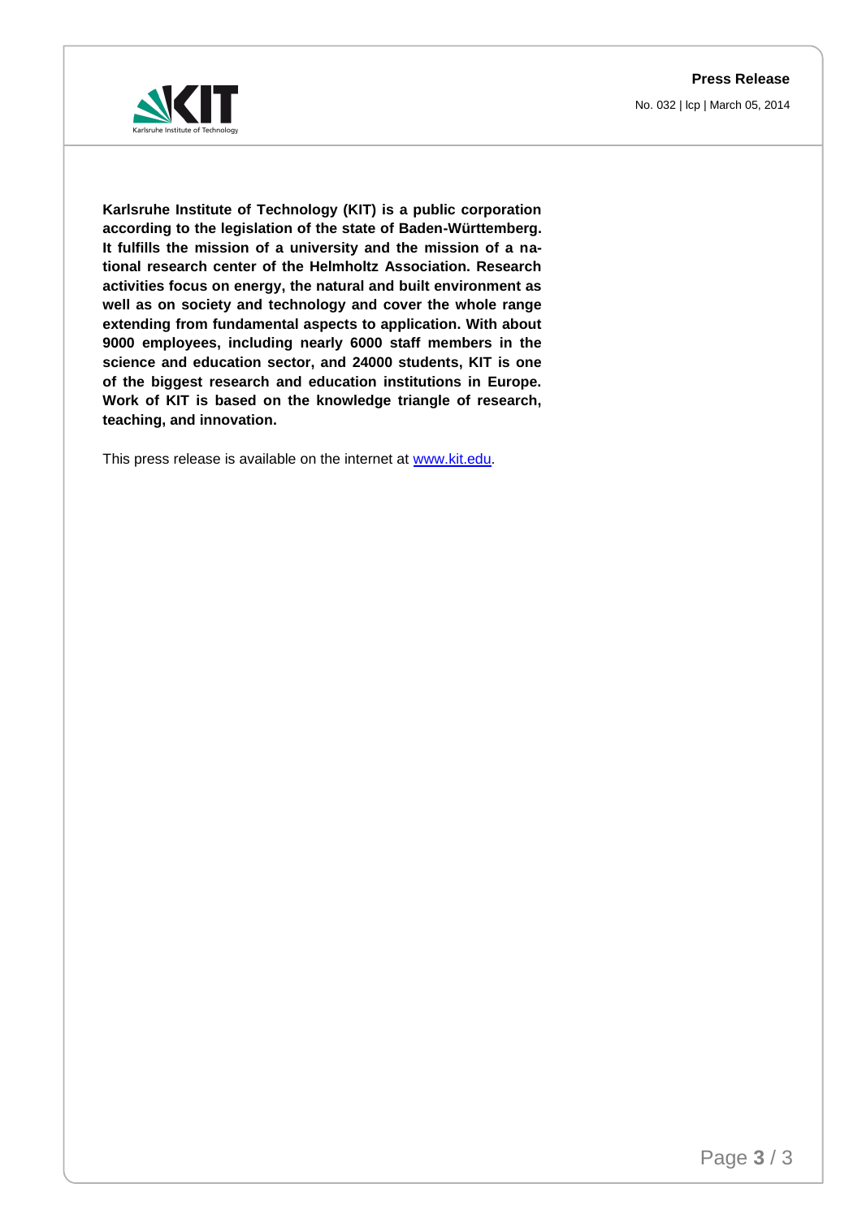**Karlsruhe Institute of Technology (KIT) is a public corporation according to the legislation of the state of Baden-Württemberg. It fulfills the mission of a university and the mission of a national research center of the Helmholtz Association. Research activities focus on energy, the natural and built environment as well as on society and technology and cover the whole range extending from fundamental aspects to application. With about 9000 employees, including nearly 6000 staff members in the science and education sector, and 24000 students, KIT is one of the biggest research and education institutions in Europe. Work of KIT is based on the knowledge triangle of research, teaching, and innovation.**

This press release is available on the internet at [www.kit.edu](www.kit.edu).